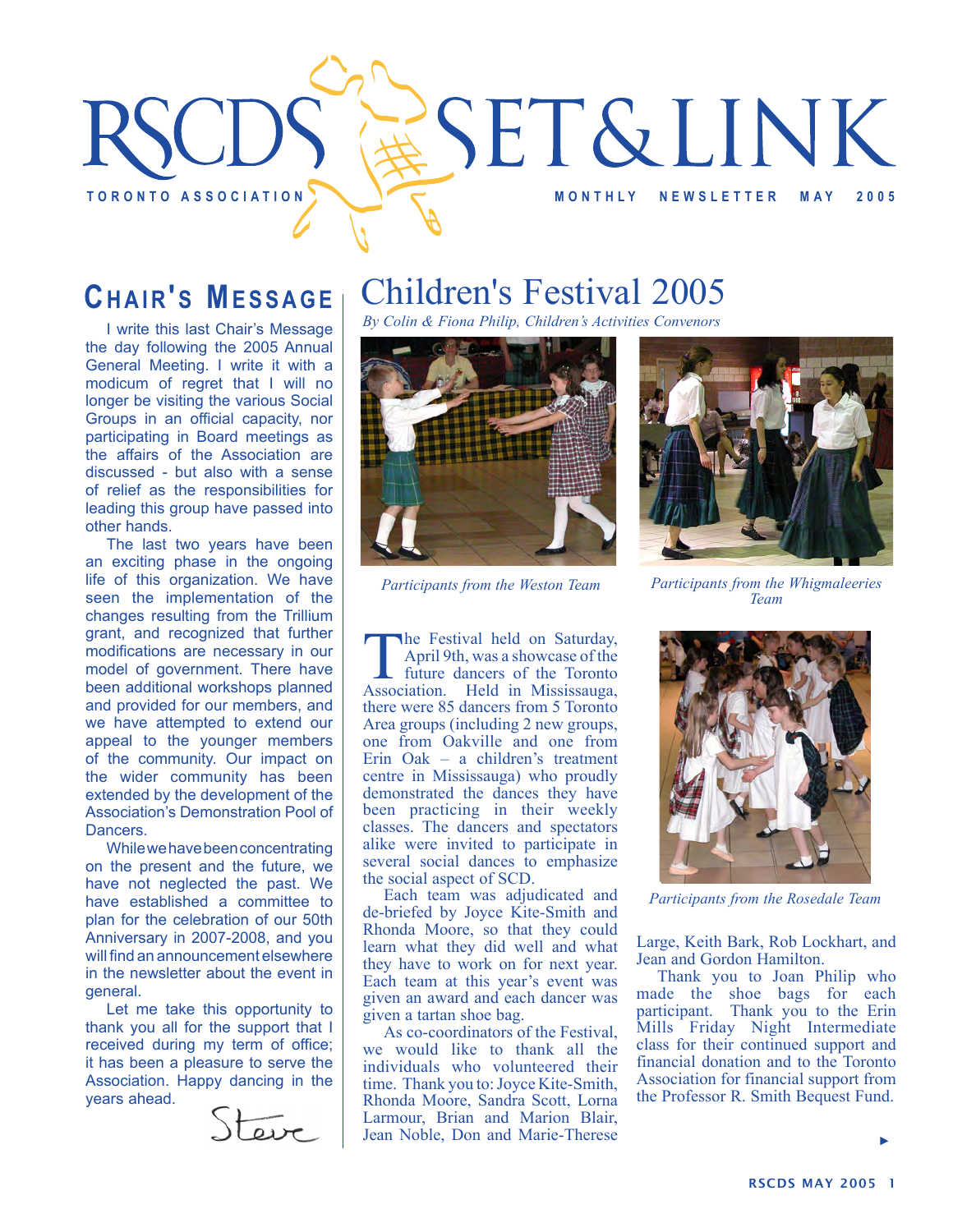# RSCDS SET&LINK

TORONTO ASSOCIATION

MONTHLY NEWSLETTER MAY 2005

## CHAIR'S MESSAGE

I write this last Chair's Message the day following the 2005 Annual General Meeting. I write it with a modicum of regret that I will no longer be visiting the various Social Groups in an official capacity, nor participating in Board meetings as the affairs of the Association are discussed - but also with a sense of relief as the responsibilities for leading this group have passed into other hands.

The last two years have been an exciting phase in the ongoing life of this organization. We have seen the implementation of the changes resulting from the Trillium grant, and recognized that further modifications are necessary in our model of government. There have been additional workshops planned and provided for our members, and we have attempted to extend our appeal to the younger members of the community. Our impact on the wider community has been extended by the development of the Association's Demonstration Pool of Dancers.

While we have been concentrating on the present and the future, we have not neglected the past. We have established a committee to plan for the celebration of our 50th Anniversary in 2007-2008, and you will find an announcement elsewhere in the newsletter about the event in general.

Let me take this opportunity to thank you all for the support that I received during my term of office; it has been a pleasure to serve the Association. Happy dancing in the years ahead.

Steve

# Children's Festival 2005

*By Colin & Fiona Philip, Children's Activities Convenors*

*Participants from the Weston Team*

*Participants from the Whigmaleeries Team*

The Festival held on Saturday, April 9th, was a showcase of the future dancers of the Toronto Association. Held in Mississauga, there were 85 dancers from 5 Toronto Area groups (including 2 new groups, one from Oakville and one from Erin Oak – a children's treatment centre in Mississauga) who proudly demonstrated the dances they have been practicing in their weekly classes. The dancers and spectators alike were invited to participate in several social dances to emphasize the social aspect of SCD.

Each team was adjudicated and de-briefed by Joyce Kite-Smith and Rhonda Moore, so that they could learn what they did well and what they have to work on for next year. Each team at this year's event was given an award and each dancer was given a tartan shoe bag.

As co-coordinators of the Festival, we would like to thank all the individuals who volunteered their time. Thank you to: Joyce Kite-Smith, Rhonda Moore, Sandra Scott, Lorna Larmour, Brian and Marion Blair, Jean Noble, Don and Marie-Therese Large, Keith Bark, Rob Lockhart, and Jean and Gordon Hamilton.

*Participants from the Rosedale Team*

Thank you to Joan Philip who made the shoe bags for each participant. Thank you to the Erin Mills Friday Night Intermediate class for their continued support and financial donation and to the Toronto Association for financial support from the Professor R. Smith Bequest Fund.

▸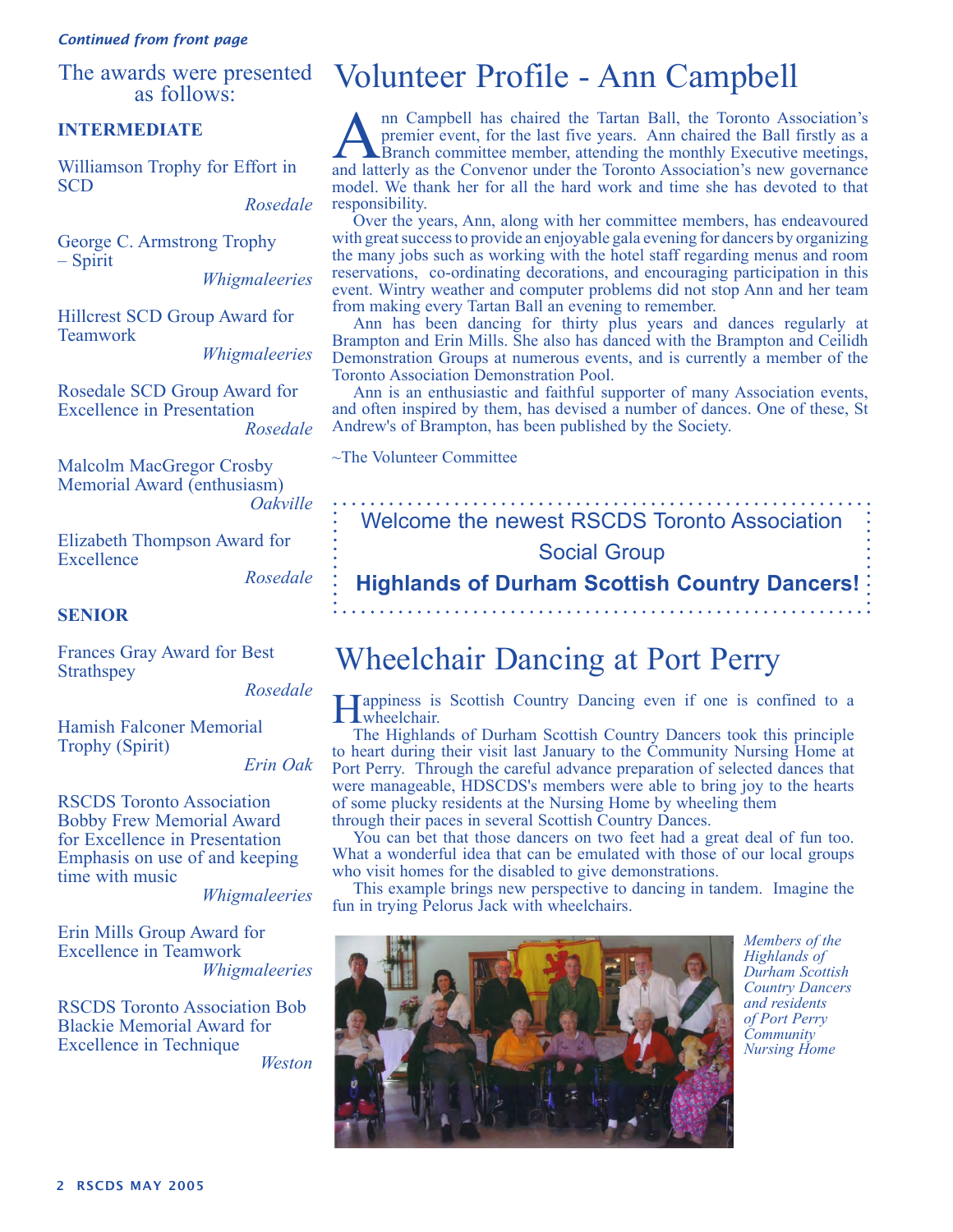*Continued from front page*

## The awards were presented as follows:

### INTERMEDIATE

Williamson Trophy for Effort in SCD
*Rosedale*

George C. Armstrong Trophy – Spirit
*Whigmaleeries*

Hillcrest SCD Group Award for Teamwork
*Whigmaleeries*

Rosedale SCD Group Award for Excellence in Presentation
*Rosedale*

Malcolm MacGregor Crosby Memorial Award (enthusiasm)
*Oakville*

Elizabeth Thompson Award for Excellence
*Rosedale*

### SENIOR

Frances Gray Award for Best Strathspey
*Rosedale*

Hamish Falconer Memorial Trophy (Spirit)
*Erin Oak*

RSCDS Toronto Association Bobby Frew Memorial Award for Excellence in Presentation Emphasis on use of and keeping time with music
*Whigmaleeries*

Erin Mills Group Award for Excellence in Teamwork
*Whigmaleeries*

RSCDS Toronto Association Bob Blackie Memorial Award for Excellence in Technique
*Weston*

# Volunteer Profile - Ann Campbell

Ann Campbell has chaired the Tartan Ball, the Toronto Association's premier event, for the last five years. Ann chaired the Ball firstly as a Branch committee member, attending the monthly Executive meetings, and latterly as the Convenor under the Toronto Association's new governance model. We thank her for all the hard work and time she has devoted to that responsibility.

Over the years, Ann, along with her committee members, has endeavoured with great success to provide an enjoyable gala evening for dancers by organizing the many jobs such as working with the hotel staff regarding menus and room reservations, co-ordinating decorations, and encouraging participation in this event. Wintry weather and computer problems did not stop Ann and her team from making every Tartan Ball an evening to remember.

Ann has been dancing for thirty plus years and dances regularly at Brampton and Erin Mills. She also has danced with the Brampton and Ceilidh Demonstration Groups at numerous events, and is currently a member of the Toronto Association Demonstration Pool.

Ann is an enthusiastic and faithful supporter of many Association events, and often inspired by them, has devised a number of dances. One of these, St Andrew's of Brampton, has been published by the Society.

~The Volunteer Committee

Welcome the newest RSCDS Toronto Association Social Group

**Highlands of Durham Scottish Country Dancers!**

# Wheelchair Dancing at Port Perry

Happiness is Scottish Country Dancing even if one is confined to a wheelchair.

The Highlands of Durham Scottish Country Dancers took this principle to heart during their visit last January to the Community Nursing Home at Port Perry. Through the careful advance preparation of selected dances that were manageable, HDSCDS's members were able to bring joy to the hearts of some plucky residents at the Nursing Home by wheeling them through their paces in several Scottish Country Dances.

You can bet that those dancers on two feet had a great deal of fun too. What a wonderful idea that can be emulated with those of our local groups who visit homes for the disabled to give demonstrations.

This example brings new perspective to dancing in tandem. Imagine the fun in trying Pelorus Jack with wheelchairs.

*Members of the Highlands of Durham Scottish Country Dancers and residents of Port Perry Community Nursing Home*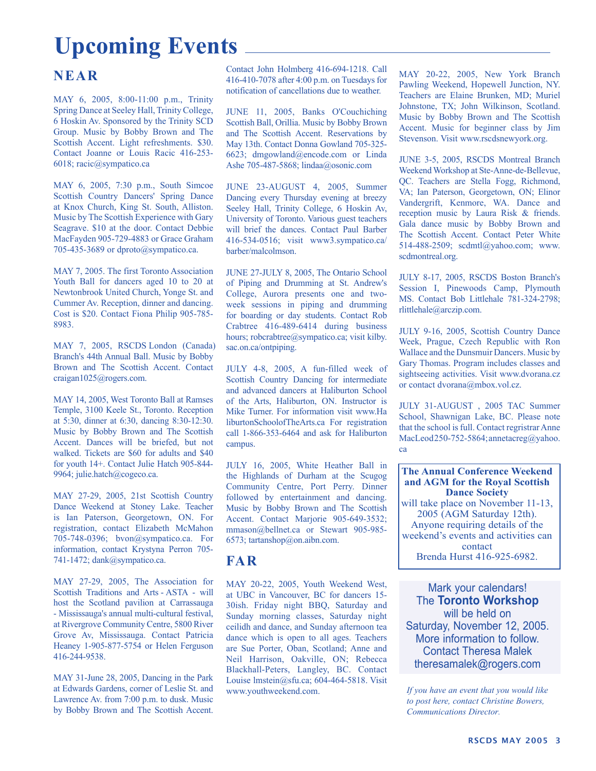// Upcoming Events

## NEAR

MAY 6, 2005, 8:00-11:00 p.m., Trinity Spring Dance at Seeley Hall, Trinity College, 6 Hoskin Av. Sponsored by the Trinity SCD Group. Music by Bobby Brown and The Scottish Accent. Light refreshments. $30. Contact Joanne or Louis Racic 416-253-6018; racic@sympatico.ca

MAY 6, 2005, 7:30 p.m., South Simcoe Scottish Country Dancers' Spring Dance at Knox Church, King St. South, Alliston. Music by The Scottish Experience with Gary Seagrave. $10 at the door. Contact Debbie MacFayden 905-729-4883 or Grace Graham 705-435-3689 or dproto@sympatico.ca.

MAY 7, 2005. The first Toronto Association Youth Ball for dancers aged 10 to 20 at Newtonbrook United Church, Yonge St. and Cummer Av. Reception, dinner and dancing. Cost is $20. Contact Fiona Philip 905-785-8983.

MAY 7, 2005, RSCDS London (Canada) Branch's 44th Annual Ball. Music by Bobby Brown and The Scottish Accent. Contact craigan1025@rogers.com.

MAY 14, 2005, West Toronto Ball at Ramses Temple, 3100 Keele St., Toronto. Reception at 5:30, dinner at 6:30, dancing 8:30-12:30. Music by Bobby Brown and The Scottish Accent. Dances will be briefed, but not walked. Tickets are $60 for adults and $40 for youth 14+. Contact Julie Hatch 905-844-9964; julie.hatch@cogeco.ca.

MAY 27-29, 2005, 21st Scottish Country Dance Weekend at Stoney Lake. Teacher is Ian Paterson, Georgetown, ON. For registration, contact Elizabeth McMahon 705-748-0396; bvon@sympatico.ca. For information, contact Krystyna Perron 705-741-1472; dank@sympatico.ca.

MAY 27-29, 2005, The Association for Scottish Traditions and Arts - ASTA - will host the Scotland pavilion at Carrassauga - Mississauga's annual multi-cultural festival, at Rivergrove Community Centre, 5800 River Grove Av, Mississauga. Contact Patricia Heaney 1-905-877-5754 or Helen Ferguson 416-244-9538.

MAY 31-June 28, 2005, Dancing in the Park at Edwards Gardens, corner of Leslie St. and Lawrence Av. from 7:00 p.m. to dusk. Music by Bobby Brown and The Scottish Accent. Contact John Holmberg 416-694-1218. Call 416-410-7078 after 4:00 p.m. on Tuesdays for notification of cancellations due to weather.

JUNE 11, 2005, Banks O'Couchiching Scottish Ball, Orillia. Music by Bobby Brown and The Scottish Accent. Reservations by May 13th. Contact Donna Gowland 705-325-6623; dmgowland@encode.com or Linda Ashe 705-487-5868; lindaa@osonic.com

JUNE 23-AUGUST 4, 2005, Summer Dancing every Thursday evening at breezy Seeley Hall, Trinity College, 6 Hoskin Av, University of Toronto. Various guest teachers will brief the dances. Contact Paul Barber 416-534-0516; visit www3.sympatico.ca/barber/malcolmson.

JUNE 27-JULY 8, 2005, The Ontario School of Piping and Drumming at St. Andrew's College, Aurora presents one and two-week sessions in piping and drumming for boarding or day students. Contact Rob Crabtree 416-489-6414 during business hours; robcrabtree@sympatico.ca; visit kilby.sac.on.ca/ontpiping.

JULY 4-8, 2005, A fun-filled week of Scottish Country Dancing for intermediate and advanced dancers at Haliburton School of the Arts, Haliburton, ON. Instructor is Mike Turner. For information visit www.HaliburtonSchoolofTheArts.ca For registration call 1-866-353-6464 and ask for Haliburton campus.

JULY 16, 2005, White Heather Ball in the Highlands of Durham at the Scugog Community Centre, Port Perry. Dinner followed by entertainment and dancing. Music by Bobby Brown and The Scottish Accent. Contact Marjorie 905-649-3532; mmason@bellnet.ca or Stewart 905-985-6573; tartanshop@on.aibn.com.

## FAR

MAY 20-22, 2005, Youth Weekend West, at UBC in Vancouver, BC for dancers 15-30ish. Friday night BBQ, Saturday and Sunday morning classes, Saturday night ceilidh and dance, and Sunday afternoon tea dance which is open to all ages. Teachers are Sue Porter, Oban, Scotland; Anne and Neil Harrison, Oakville, ON; Rebecca Blackhall-Peters, Langley, BC. Contact Louise lmstein@sfu.ca; 604-464-5818. Visit www.youthweekend.com.

MAY 20-22, 2005, New York Branch Pawling Weekend, Hopewell Junction, NY. Teachers are Elaine Brunken, MD; Muriel Johnstone, TX; John Wilkinson, Scotland. Music by Bobby Brown and The Scottish Accent. Music for beginner class by Jim Stevenson. Visit www.rscdsnewyork.org.

JUNE 3-5, 2005, RSCDS Montreal Branch Weekend Workshop at Ste-Anne-de-Bellevue, QC. Teachers are Stella Fogg, Richmond, VA; Ian Paterson, Georgetown, ON; Elinor Vandergrift, Kenmore, WA. Dance and reception music by Laura Risk & friends. Gala dance music by Bobby Brown and The Scottish Accent. Contact Peter White 514-488-2509; scdmtl@yahoo.com; www.scdmontreal.org.

JULY 8-17, 2005, RSCDS Boston Branch's Session I, Pinewoods Camp, Plymouth MS. Contact Bob Littlehale 781-324-2798; rlittlehale@arczip.com.

JULY 9-16, 2005, Scottish Country Dance Week, Prague, Czech Republic with Ron Wallace and the Dunsmuir Dancers. Music by Gary Thomas. Program includes classes and sightseeing activities. Visit www.dvorana.cz or contact dvorana@mbox.vol.cz.

JULY 31-AUGUST , 2005 TAC Summer School, Shawnigan Lake, BC. Please note that the school is full. Contact registrar Anne MacLeod 250-752-5864; annetacreg@yahoo.ca

**The Annual Conference Weekend and AGM for the Royal Scottish Dance Society**
will take place on November 11-13, 2005 (AGM Saturday 12th). Anyone requiring details of the weekend's events and activities can contact
Brenda Hurst 416-925-6982.

Mark your calendars!
The **Toronto Workshop** will be held on Saturday, November 12, 2005. More information to follow. Contact Theresa Malek theresamalek@rogers.com

*If you have an event that you would like to post here, contact Christine Bowers, Communications Director.*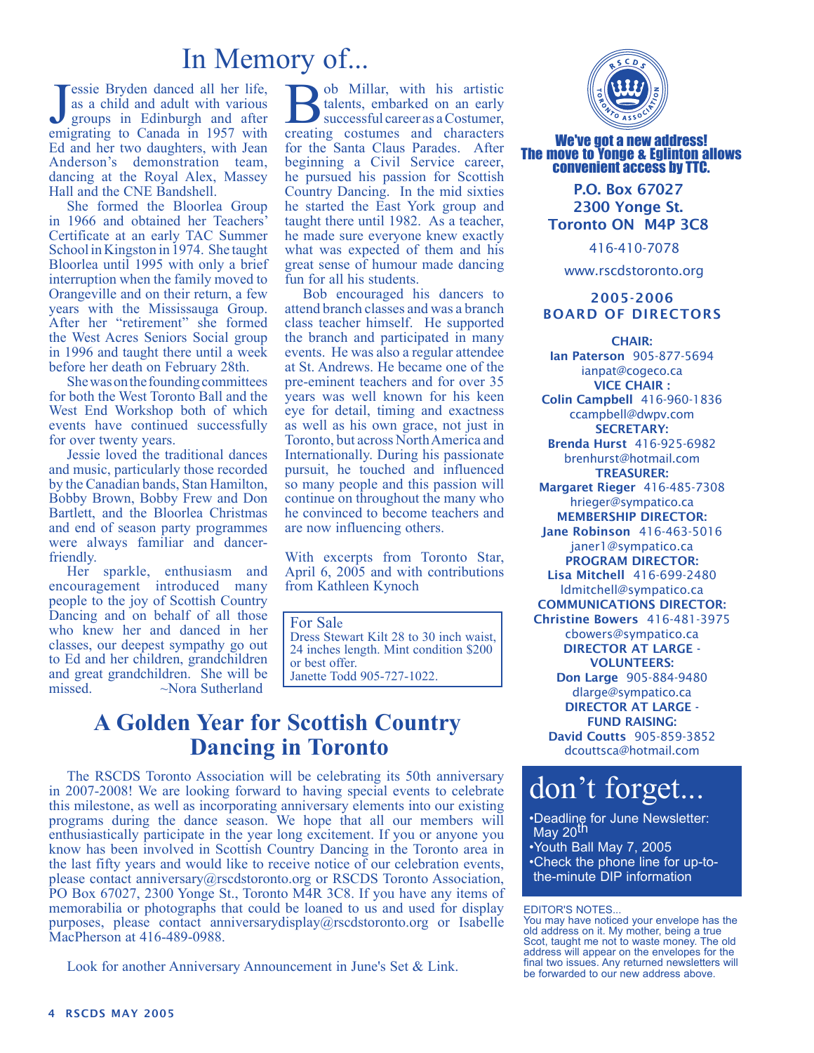# In Memory of...

Jessie Bryden danced all her life, as a child and adult with various groups in Edinburgh and after emigrating to Canada in 1957 with Ed and her two daughters, with Jean Anderson's demonstration team, dancing at the Royal Alex, Massey Hall and the CNE Bandshell.

She formed the Bloorlea Group in 1966 and obtained her Teachers' Certificate at an early TAC Summer School in Kingston in 1974. She taught Bloorlea until 1995 with only a brief interruption when the family moved to Orangeville and on their return, a few years with the Mississauga Group. After her "retirement" she formed the West Acres Seniors Social group in 1996 and taught there until a week before her death on February 28th.

She was on the founding committees for both the West Toronto Ball and the West End Workshop both of which events have continued successfully for over twenty years.

Jessie loved the traditional dances and music, particularly those recorded by the Canadian bands, Stan Hamilton, Bobby Brown, Bobby Frew and Don Bartlett, and the Bloorlea Christmas and end of season party programmes were always familiar and dancer-friendly.

Her sparkle, enthusiasm and encouragement introduced many people to the joy of Scottish Country Dancing and on behalf of all those who knew her and danced in her classes, our deepest sympathy go out to Ed and her children, grandchildren and great grandchildren. She will be missed. ~Nora Sutherland

Bob Millar, with his artistic talents, embarked on an early successful career as a Costumer, creating costumes and characters for the Santa Claus Parades. After beginning a Civil Service career, he pursued his passion for Scottish Country Dancing. In the mid sixties he started the East York group and taught there until 1982. As a teacher, he made sure everyone knew exactly what was expected of them and his great sense of humour made dancing fun for all his students.

Bob encouraged his dancers to attend branch classes and was a branch class teacher himself. He supported the branch and participated in many events. He was also a regular attendee at St. Andrews. He became one of the pre-eminent teachers and for over 35 years was well known for his keen eye for detail, timing and exactness as well as his own grace, not just in Toronto, but across North America and Internationally. During his passionate pursuit, he touched and influenced so many people and this passion will continue on throughout the many who he convinced to become teachers and are now influencing others.

With excerpts from Toronto Star, April 6, 2005 and with contributions from Kathleen Kynoch

**For Sale**
Dress Stewart Kilt 28 to 30 inch waist, 24 inches length. Mint condition $200 or best offer.
Janette Todd 905-727-1022.

## A Golden Year for Scottish Country Dancing in Toronto

The RSCDS Toronto Association will be celebrating its 50th anniversary in 2007-2008! We are looking forward to having special events to celebrate this milestone, as well as incorporating anniversary elements into our existing programs during the dance season. We hope that all our members will enthusiastically participate in the year long excitement. If you or anyone you know has been involved in Scottish Country Dancing in the Toronto area in the last fifty years and would like to receive notice of our celebration events, please contact anniversary@rscdstoronto.org or RSCDS Toronto Association, PO Box 67027, 2300 Yonge St., Toronto M4R 3C8. If you have any items of memorabilia or photographs that could be loaned to us and used for display purposes, please contact anniversarydisplay@rscdstoronto.org or Isabelle MacPherson at 416-489-0988.

Look for another Anniversary Announcement in June's Set & Link.

**We've got a new address! The move to Yonge & Eglinton allows convenient access by TTC.**

**P.O. Box 67027**
**2300 Yonge St.**
**Toronto ON M4P 3C8**

416-410-7078

www.rscdstoronto.org

### 2005-2006 BOARD OF DIRECTORS

**CHAIR:**
**Ian Paterson** 905-877-5694
ianpat@cogeco.ca

**VICE CHAIR :**
**Colin Campbell** 416-960-1836
ccampbell@dwpv.com

**SECRETARY:**
**Brenda Hurst** 416-925-6982
brenhurst@hotmail.com

**TREASURER:**
**Margaret Rieger** 416-485-7308
hrieger@sympatico.ca

**MEMBERSHIP DIRECTOR:**
**Jane Robinson** 416-463-5016
janer1@sympatico.ca

**PROGRAM DIRECTOR:**
**Lisa Mitchell** 416-699-2480
ldmitchell@sympatico.ca

**COMMUNICATIONS DIRECTOR:**
**Christine Bowers** 416-481-3975
cbowers@sympatico.ca

**DIRECTOR AT LARGE - VOLUNTEERS:**
**Don Large** 905-884-9480
dlarge@sympatico.ca

**DIRECTOR AT LARGE - FUND RAISING:**
**David Coutts** 905-859-3852
dcouttsca@hotmail.com

## don't forget...

- Deadline for June Newsletter: May 20th
- Youth Ball May 7, 2005
- Check the phone line for up-to-the-minute DIP information

EDITOR'S NOTES...
You may have noticed your envelope has the old address on it. My mother, being a true Scot, taught me not to waste money. The old address will appear on the envelopes for the final two issues. Any returned newsletters will be forwarded to our new address above.